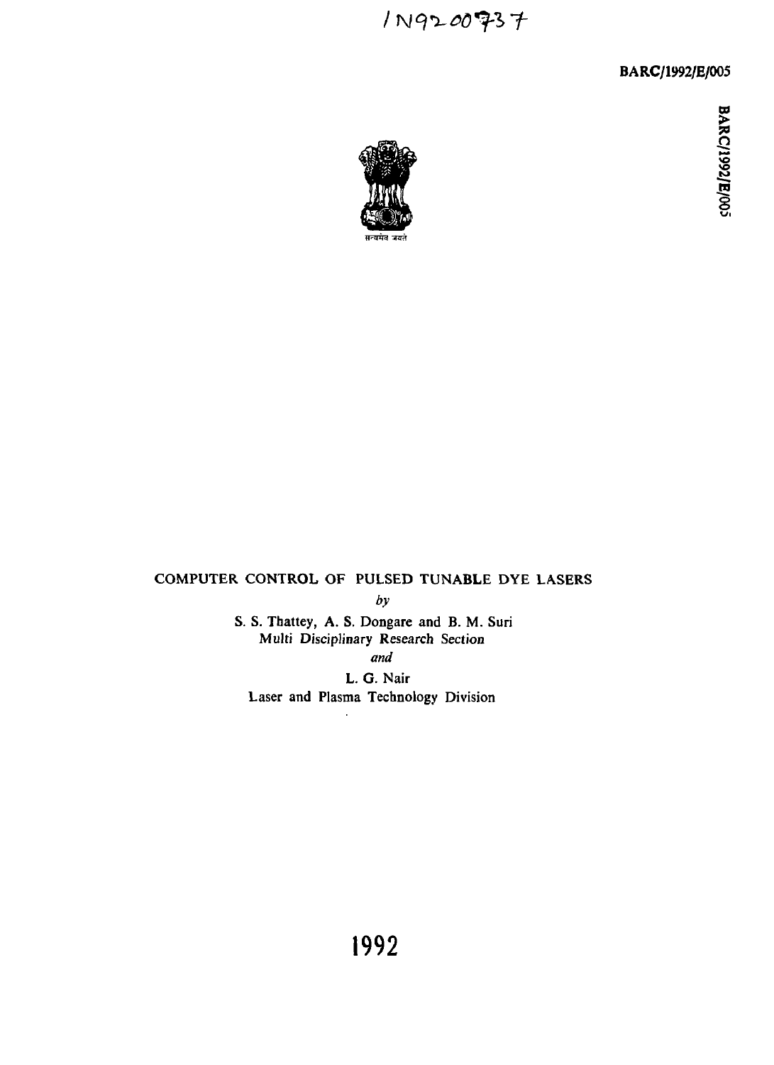IN9200737

BARC/1992/E/005

सत्यमेव जयते

# COMPUTER CONTROL OF PULSED TUNABLE DYE LASERS

*by*

S. S. Thattey, A. S. Dongare and B. M. Suri
Multi Disciplinary Research Section

*and*

L. G. Nair
Laser and Plasma Technology Division

1992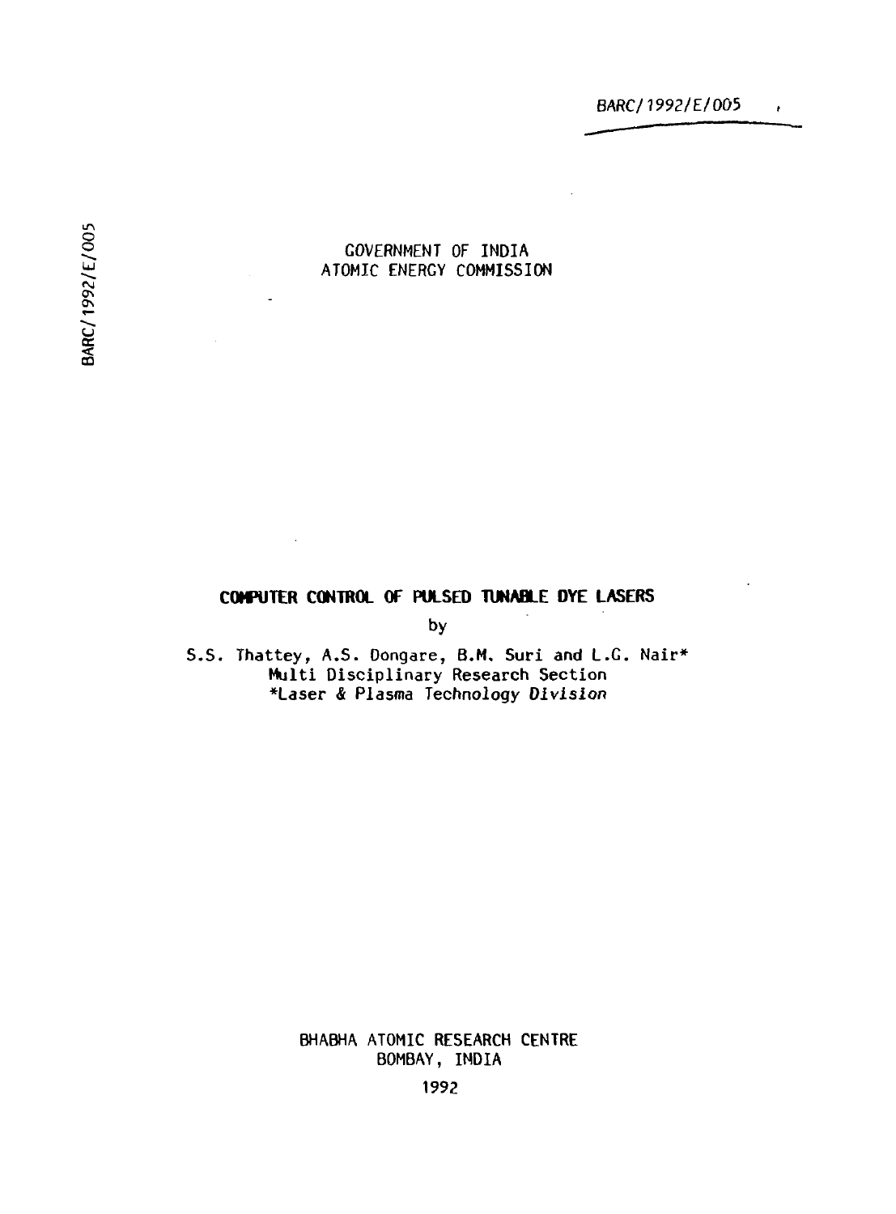BARC/1992/E/005

GOVERNMENT OF INDIA
ATOMIC ENERGY COMMISSION

# COMPUTER CONTROL OF PULSED TUNABLE DYE LASERS

by

S.S. Thattey, A.S. Dongare, B.M. Suri and L.G. Nair*
Multi Disciplinary Research Section
*Laser & Plasma Technology Division

BHABHA ATOMIC RESEARCH CENTRE
BOMBAY, INDIA

1992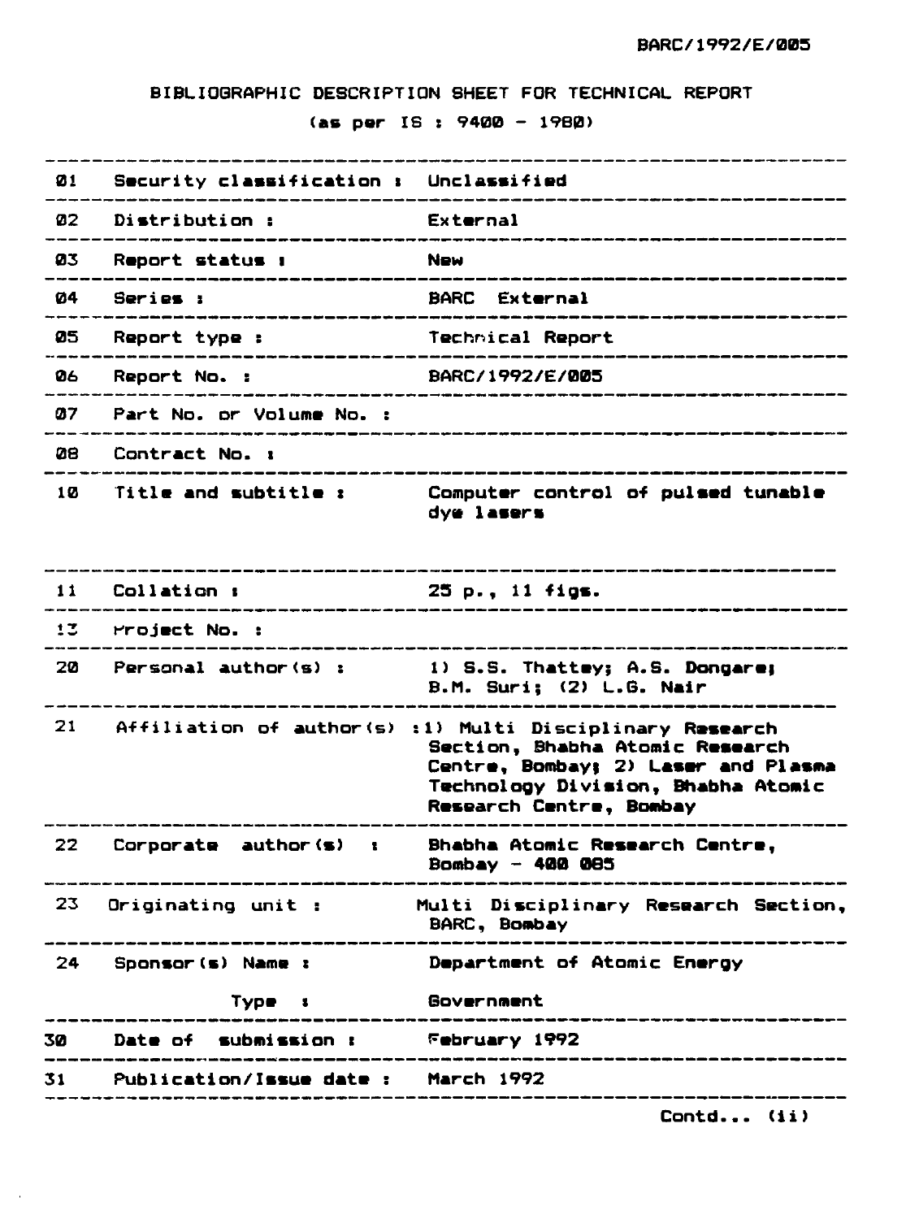BARC/1992/E/005

# BIBLIOGRAPHIC DESCRIPTION SHEET FOR TECHNICAL REPORT

(as per IS : 9400 - 1980)

| | | |
|---|---|---|
| 01 | Security classification : | Unclassified |
| 02 | Distribution : | External |
| 03 | Report status : | New |
| 04 | Series : | BARC External |
| 05 | Report type : | Technical Report |
| 06 | Report No. : | BARC/1992/E/005 |
| 07 | Part No. or Volume No. : | |
| 08 | Contract No. : | |
| 10 | Title and subtitle : | Computer control of pulsed tunable dye lasers |
| 11 | Collation : | 25 p., 11 figs. |
| 13 | Project No. : | |
| 20 | Personal author(s) : | 1) S.S. Thattey; A.S. Dongare; B.M. Suri; (2) L.G. Nair |
| 21 | Affiliation of author(s) : | 1) Multi Disciplinary Research Section, Bhabha Atomic Research Centre, Bombay; 2) Laser and Plasma Technology Division, Bhabha Atomic Research Centre, Bombay |
| 22 | Corporate author(s) : | Bhabha Atomic Research Centre, Bombay - 400 085 |
| 23 | Originating unit : | Multi Disciplinary Research Section, BARC, Bombay |
| 24 | Sponsor(s) Name : | Department of Atomic Energy |
| | Type : | Government |
| 30 | Date of submission : | February 1992 |
| 31 | Publication/Issue date : | March 1992 |

Contd... (ii)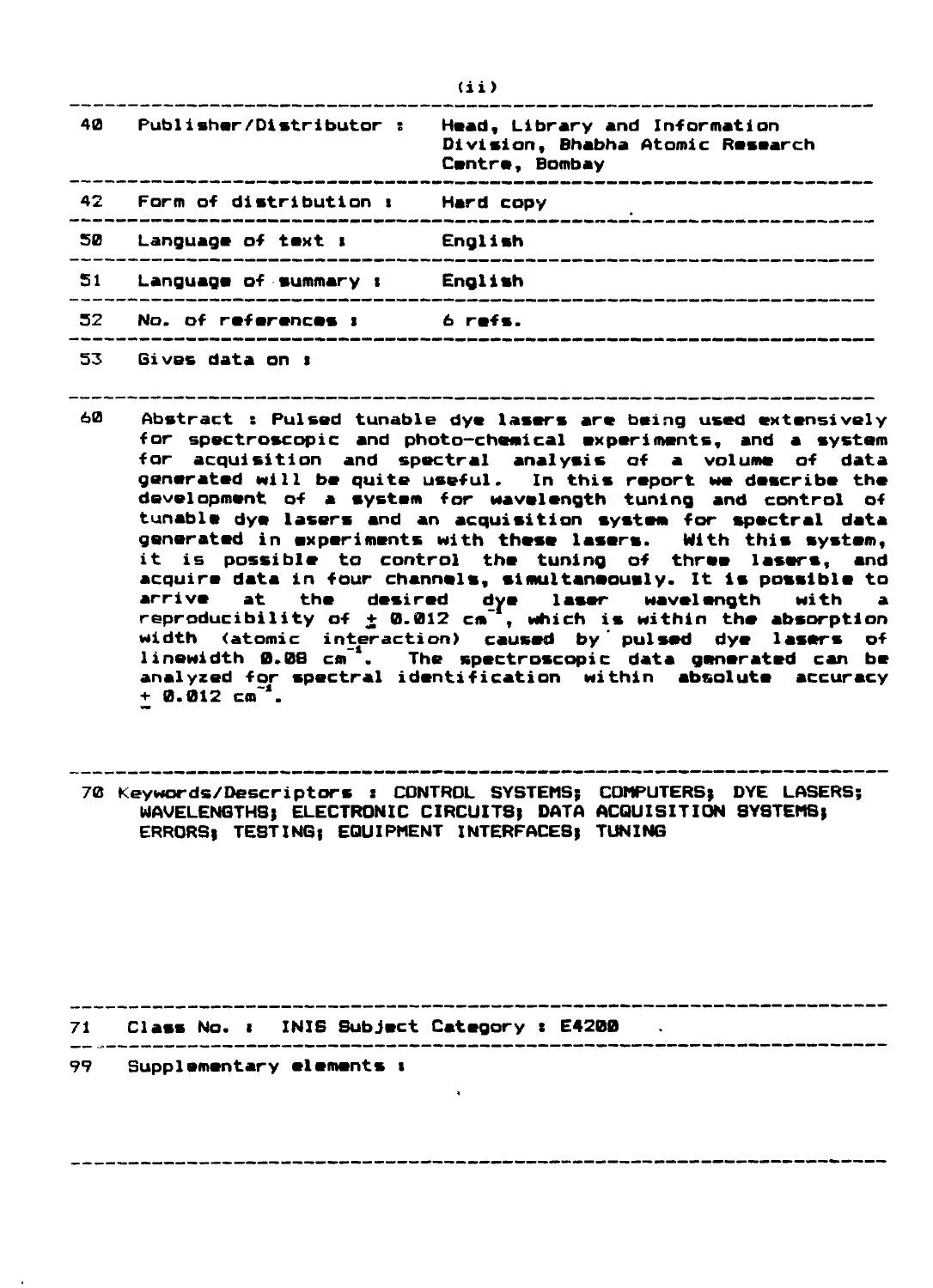(ii)

| | | |
|---|---|---|
| 40 | Publisher/Distributor : | Head, Library and Information Division, Bhabha Atomic Research Centre, Bombay |
| 42 | Form of distribution : | Hard copy |
| 50 | Language of text : | English |
| 51 | Language of summary : | English |
| 52 | No. of references : | 6 refs. |
| 53 | Gives data on : | |

60 Abstract : Pulsed tunable dye lasers are being used extensively for spectroscopic and photo-chemical experiments, and a system for acquisition and spectral analysis of a volume of data generated will be quite useful. In this report we describe the development of a system for wavelength tuning and control of tunable dye lasers and an acquisition system for spectral data generated in experiments with these lasers. With this system, it is possible to control the tuning of three lasers, and acquire data in four channels, simultaneously. It is possible to arrive at the desired dye laser wavelength with a reproducibility of $\pm$ 0.012 $cm^{-1}$, which is within the absorption width (atomic interaction) caused by pulsed dye lasers of linewidth 0.08 $cm^{-1}$. The spectroscopic data generated can be analyzed for spectral identification within absolute accuracy $\pm$ 0.012 $cm^{-1}$.

70 Keywords/Descriptors : CONTROL SYSTEMS; COMPUTERS; DYE LASERS; WAVELENGTHS; ELECTRONIC CIRCUITS; DATA ACQUISITION SYSTEMS; ERRORS; TESTING; EQUIPMENT INTERFACES; TUNING

71 Class No. : INIS Subject Category : E4200

99 Supplementary elements :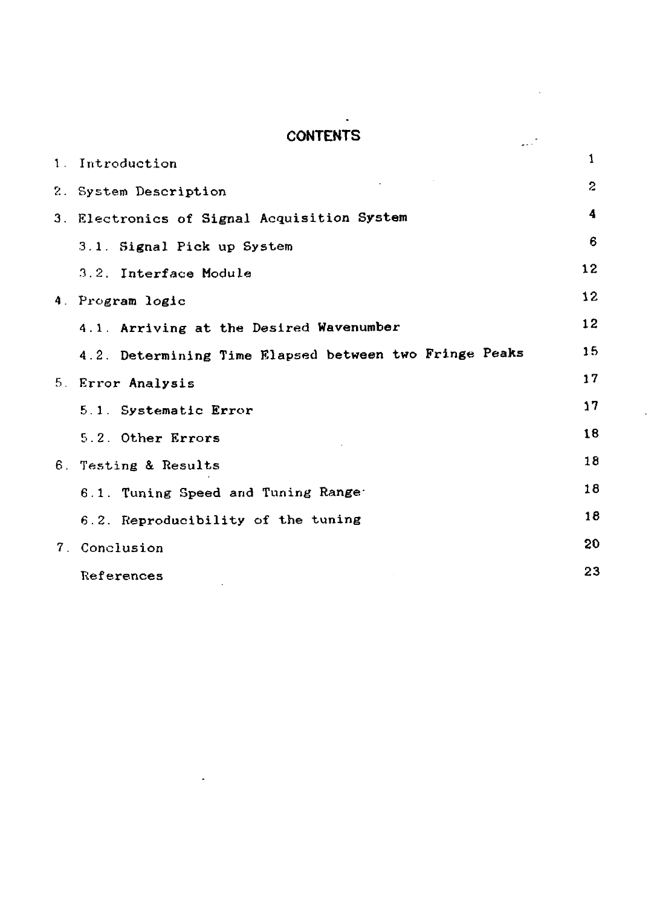# CONTENTS

| | |
|---|---|
| 1. Introduction | 1 |
| 2. System Description | 2 |
| 3. Electronics of Signal Acquisition System | 4 |
| 3.1. Signal Pick up System | 6 |
| 3.2. Interface Module | 12 |
| 4. Program logic | 12 |
| 4.1. Arriving at the Desired Wavenumber | 12 |
| 4.2. Determining Time Elapsed between two Fringe Peaks | 15 |
| 5. Error Analysis | 17 |
| 5.1. Systematic Error | 17 |
| 5.2. Other Errors | 18 |
| 6. Testing & Results | 18 |
| 6.1. Tuning Speed and Tuning Range | 18 |
| 6.2. Reproducibility of the tuning | 18 |
| 7. Conclusion | 20 |
| References | 23 |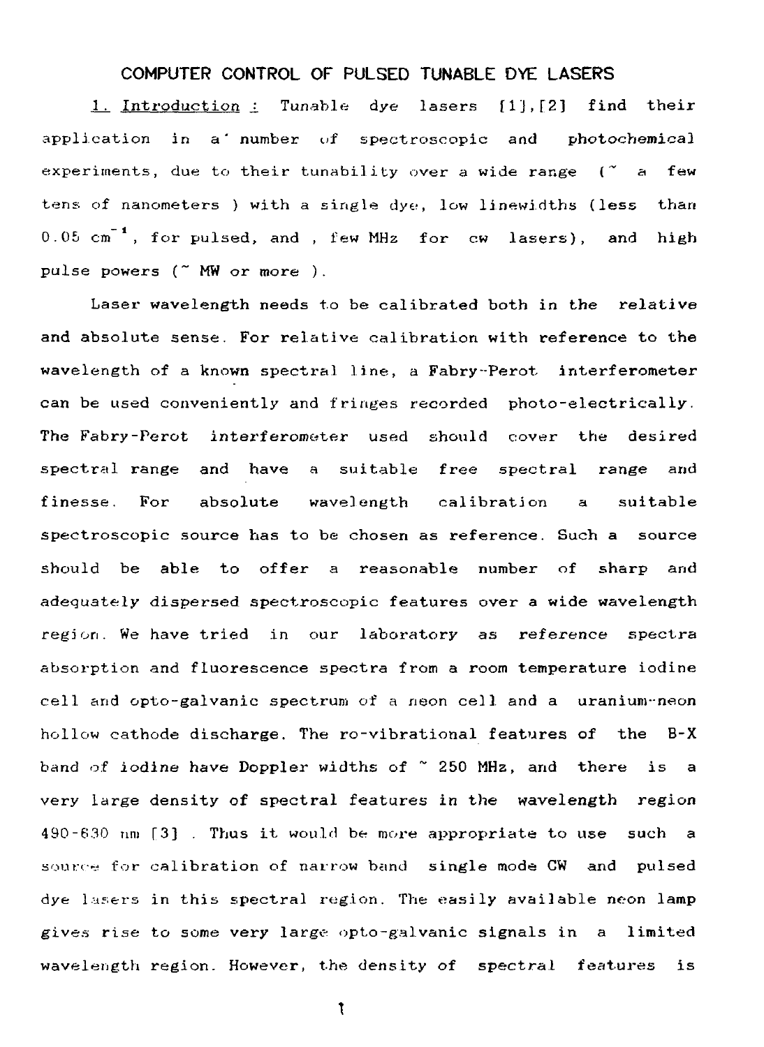# COMPUTER CONTROL OF PULSED TUNABLE DYE LASERS

1. Introduction : Tunable dye lasers [1],[2] find their application in a number of spectroscopic and photochemical experiments, due to their tunability over a wide range (~ a few tens of nanometers ) with a single dye, low linewidths (less than 0.05 $cm^{-1}$, for pulsed, and , few MHz for cw lasers), and high pulse powers (~ MW or more ).

Laser wavelength needs to be calibrated both in the relative and absolute sense. For relative calibration with reference to the wavelength of a known spectral line, a Fabry-Perot interferometer can be used conveniently and fringes recorded photo-electrically. The Fabry-Perot interferometer used should cover the desired spectral range and have a suitable free spectral range and finesse. For absolute wavelength calibration a suitable spectroscopic source has to be chosen as reference. Such a source should be able to offer a reasonable number of sharp and adequately dispersed spectroscopic features over a wide wavelength region. We have tried in our laboratory as reference spectra absorption and fluorescence spectra from a room temperature iodine cell and opto-galvanic spectrum of a neon cell and a uranium-neon hollow cathode discharge. The ro-vibrational features of the B-X band of iodine have Doppler widths of ~ 250 MHz, and there is a very large density of spectral features in the wavelength region 490-630 nm [3] . Thus it would be more appropriate to use such a source for calibration of narrow band single mode CW and pulsed dye lasers in this spectral region. The easily available neon lamp gives rise to some very large opto-galvanic signals in a limited wavelength region. However, the density of spectral features is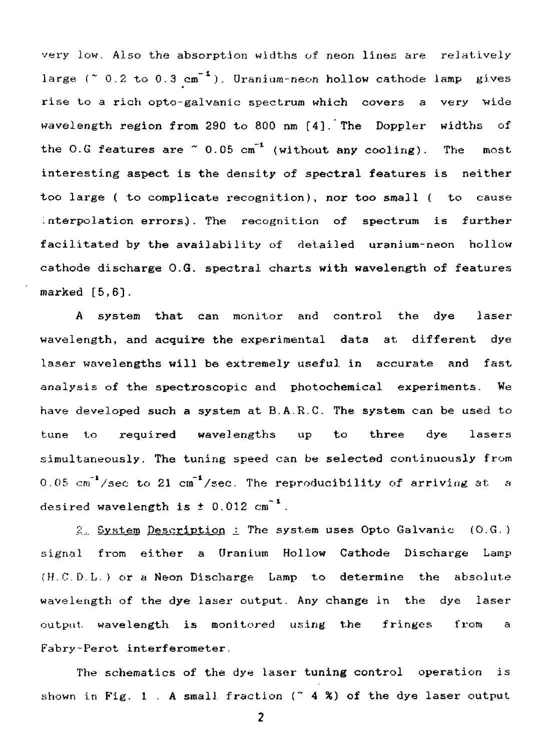very low. Also the absorption widths of neon lines are relatively large (~ 0.2 to 0.3 $cm^{-1}$). Uranium-neon hollow cathode lamp gives rise to a rich opto-galvanic spectrum which covers a very wide wavelength region from 290 to 800 nm [4]. The Doppler widths of the O.G features are ~ 0.05 $cm^{-1}$ (without any cooling). The most interesting aspect is the density of spectral features is neither too large ( to complicate recognition), nor too small ( to cause interpolation errors). The recognition of spectrum is further facilitated by the availability of detailed uranium-neon hollow cathode discharge O.G. spectral charts with wavelength of features marked [5,6].

A system that can monitor and control the dye laser wavelength, and acquire the experimental data at different dye laser wavelengths will be extremely useful in accurate and fast analysis of the spectroscopic and photochemical experiments. We have developed such a system at B.A.R.C. The system can be used to tune to required wavelengths up to three dye lasers simultaneously. The tuning speed can be selected continuously from 0.05 $cm^{-1}$/sec to 21 $cm^{-1}$/sec. The reproducibility of arriving at a desired wavelength is ± 0.012 $cm^{-1}$.

2. <u>System Description</u> : The system uses Opto Galvanic (O.G.) signal from either a Uranium Hollow Cathode Discharge Lamp (H.C.D.L.) or a Neon Discharge Lamp to determine the absolute wavelength of the dye laser output. Any change in the dye laser output wavelength is monitored using the fringes from a Fabry-Perot interferometer.

The schematics of the dye laser tuning control operation is shown in Fig. 1 . A small fraction (~ 4 %) of the dye laser output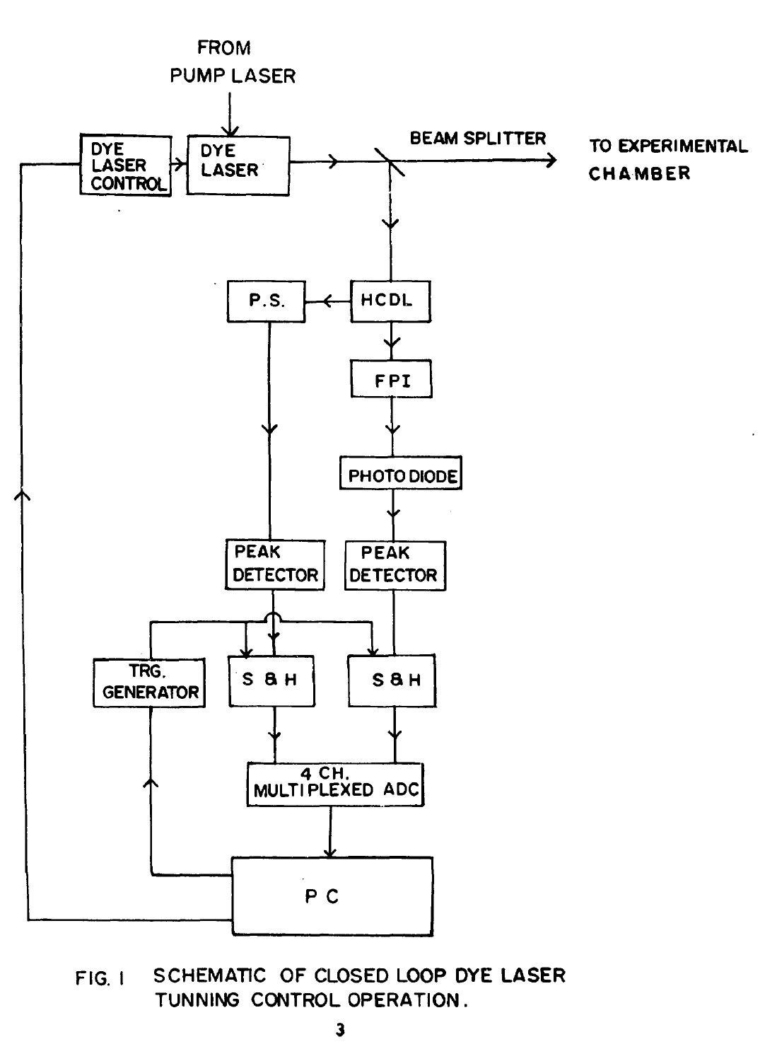FIG. 1 SCHEMATIC OF CLOSED LOOP DYE LASER TUNNING CONTROL OPERATION.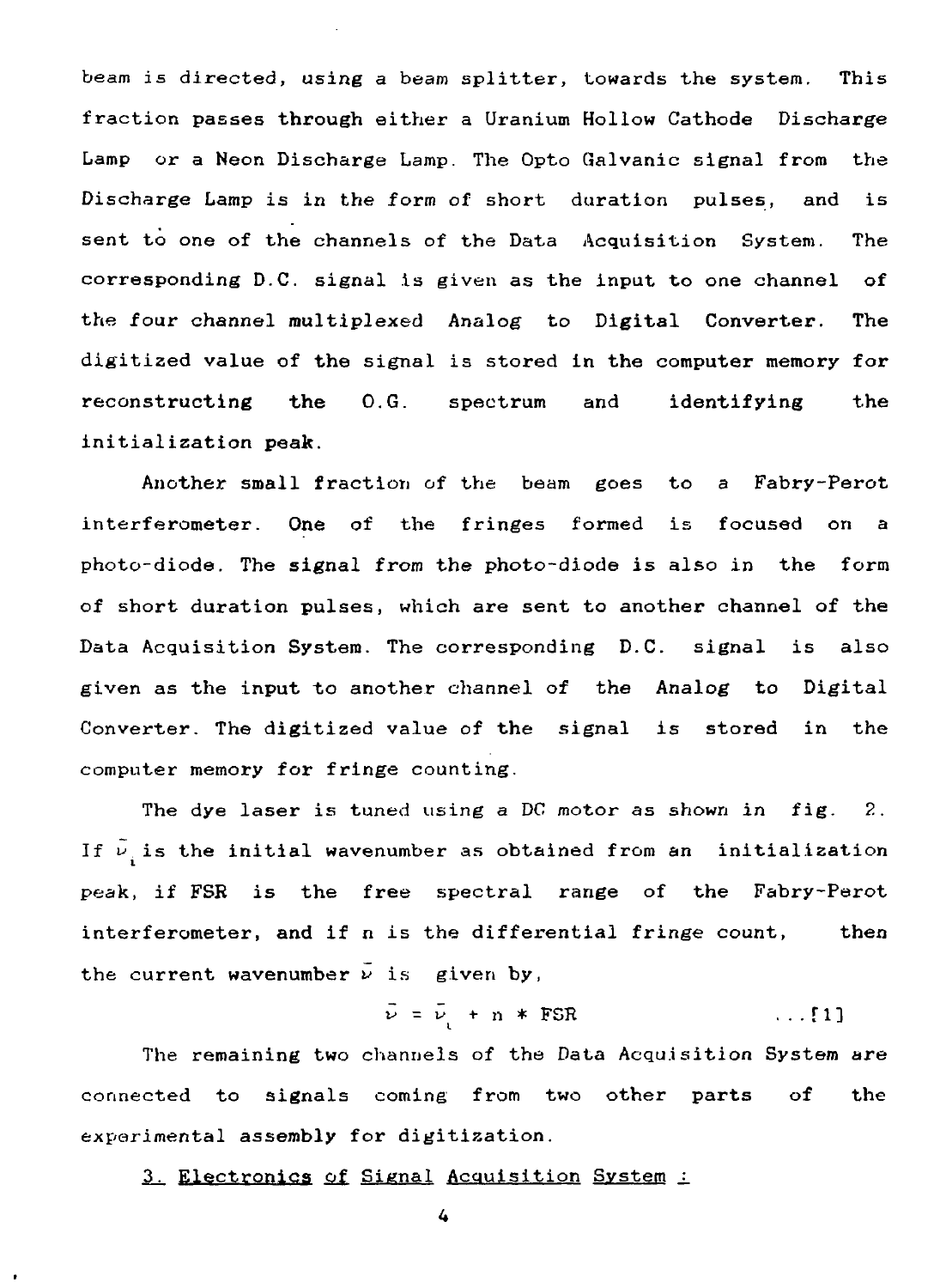beam is directed, using a beam splitter, towards the system. This fraction passes through either a Uranium Hollow Cathode Discharge Lamp or a Neon Discharge Lamp. The Opto Galvanic signal from the Discharge Lamp is in the form of short duration pulses, and is sent to one of the channels of the Data Acquisition System. The corresponding D.C. signal is given as the input to one channel of the four channel multiplexed Analog to Digital Converter. The digitized value of the signal is stored in the computer memory for reconstructing the O.G. spectrum and identifying the initialization peak.

Another small fraction of the beam goes to a Fabry-Perot interferometer. One of the fringes formed is focused on a photo-diode. The signal from the photo-diode is also in the form of short duration pulses, which are sent to another channel of the Data Acquisition System. The corresponding D.C. signal is also given as the input to another channel of the Analog to Digital Converter. The digitized value of the signal is stored in the computer memory for fringe counting.

The dye laser is tuned using a DC motor as shown in fig. 2. If $\bar{\nu}_i$ is the initial wavenumber as obtained from an initialization peak, if FSR is the free spectral range of the Fabry-Perot interferometer, and if n is the differential fringe count, then the current wavenumber $\bar{\nu}$ is given by,

$$\bar{\nu} = \bar{\nu}_i + n * \text{FSR} \qquad \ldots [1]$$

The remaining two channels of the Data Acquisition System are connected to signals coming from two other parts of the experimental assembly for digitization.

## 3. Electronics of Signal Acquisition System :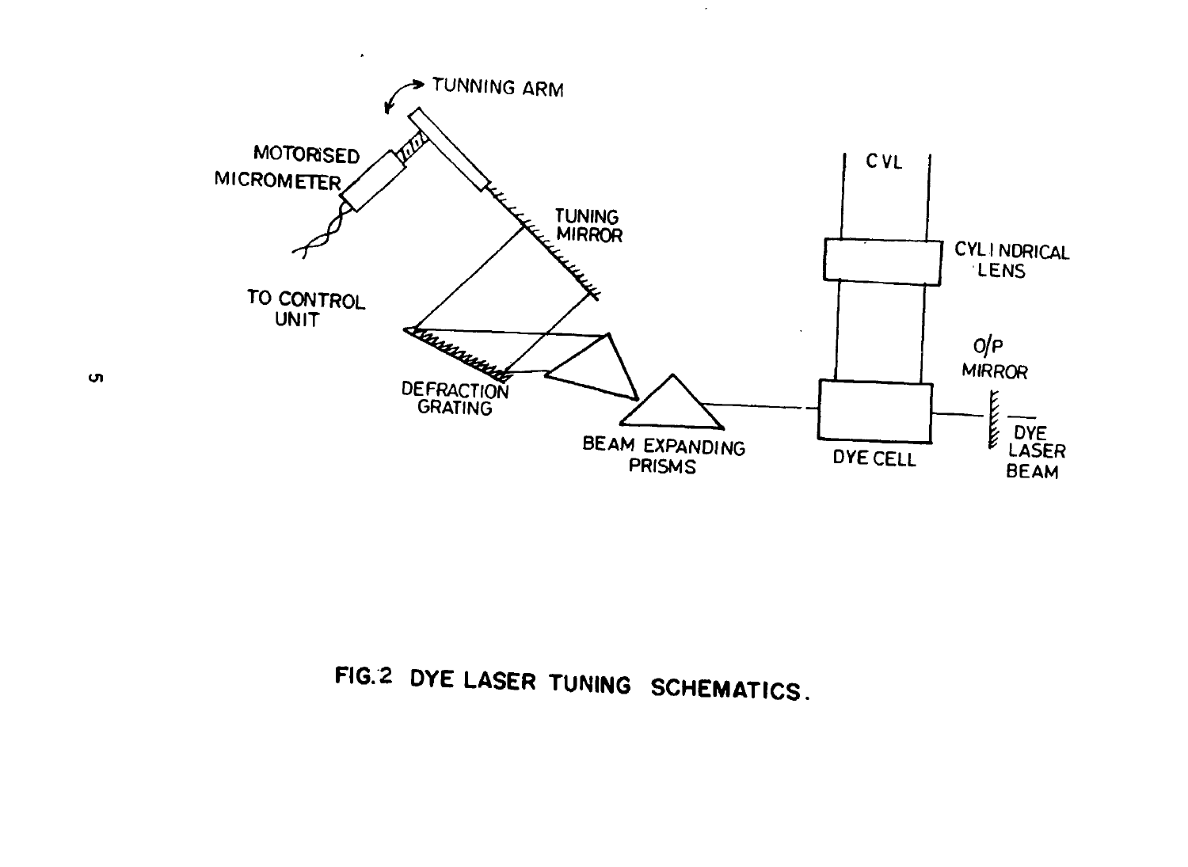FIG.2 DYE LASER TUNING SCHEMATICS.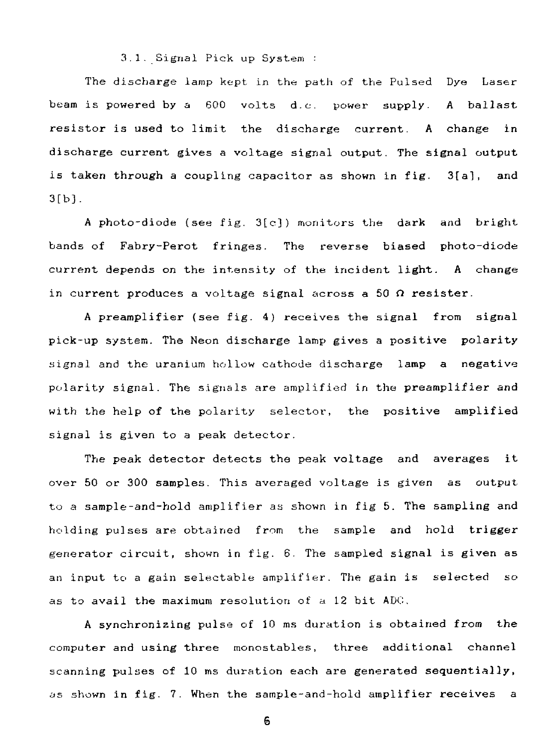### 3.1. Signal Pick up System :

The discharge lamp kept in the path of the Pulsed Dye Laser beam is powered by a 600 volts d.c. power supply. A ballast resistor is used to limit the discharge current. A change in discharge current gives a voltage signal output. The signal output is taken through a coupling capacitor as shown in fig. 3[a], and 3[b].

A photo-diode (see fig. 3[c]) monitors the dark and bright bands of Fabry-Perot fringes. The reverse biased photo-diode current depends on the intensity of the incident light. A change in current produces a voltage signal across a 50 $\Omega$ resister.

A preamplifier (see fig. 4) receives the signal from signal pick-up system. The Neon discharge lamp gives a positive polarity signal and the uranium hollow cathode discharge lamp a negative polarity signal. The signals are amplified in the preamplifier and with the help of the polarity selector, the positive amplified signal is given to a peak detector.

The peak detector detects the peak voltage and averages it over 50 or 300 samples. This averaged voltage is given as output to a sample-and-hold amplifier as shown in fig 5. The sampling and holding pulses are obtained from the sample and hold trigger generator circuit, shown in fig. 6. The sampled signal is given as an input to a gain selectable amplifier. The gain is selected so as to avail the maximum resolution of a 12 bit ADC.

A synchronizing pulse of 10 ms duration is obtained from the computer and using three monostables, three additional channel scanning pulses of 10 ms duration each are generated sequentially, as shown in fig. 7. When the sample-and-hold amplifier receives a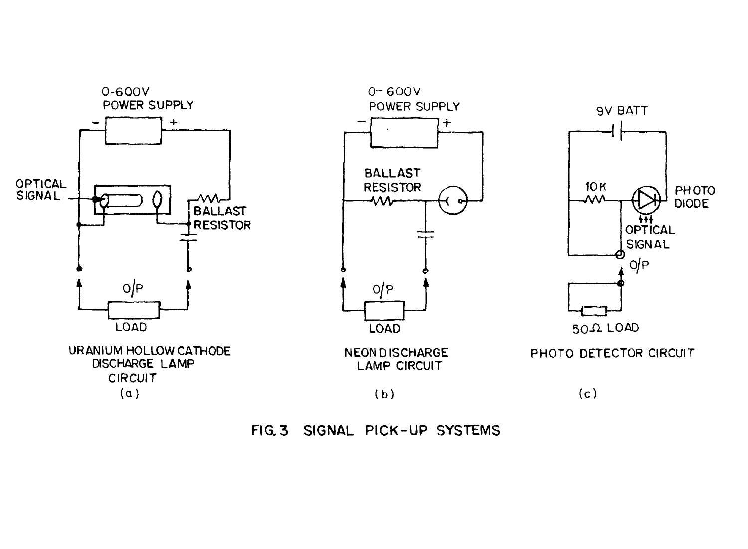FIG. 3 SIGNAL PICK-UP SYSTEMS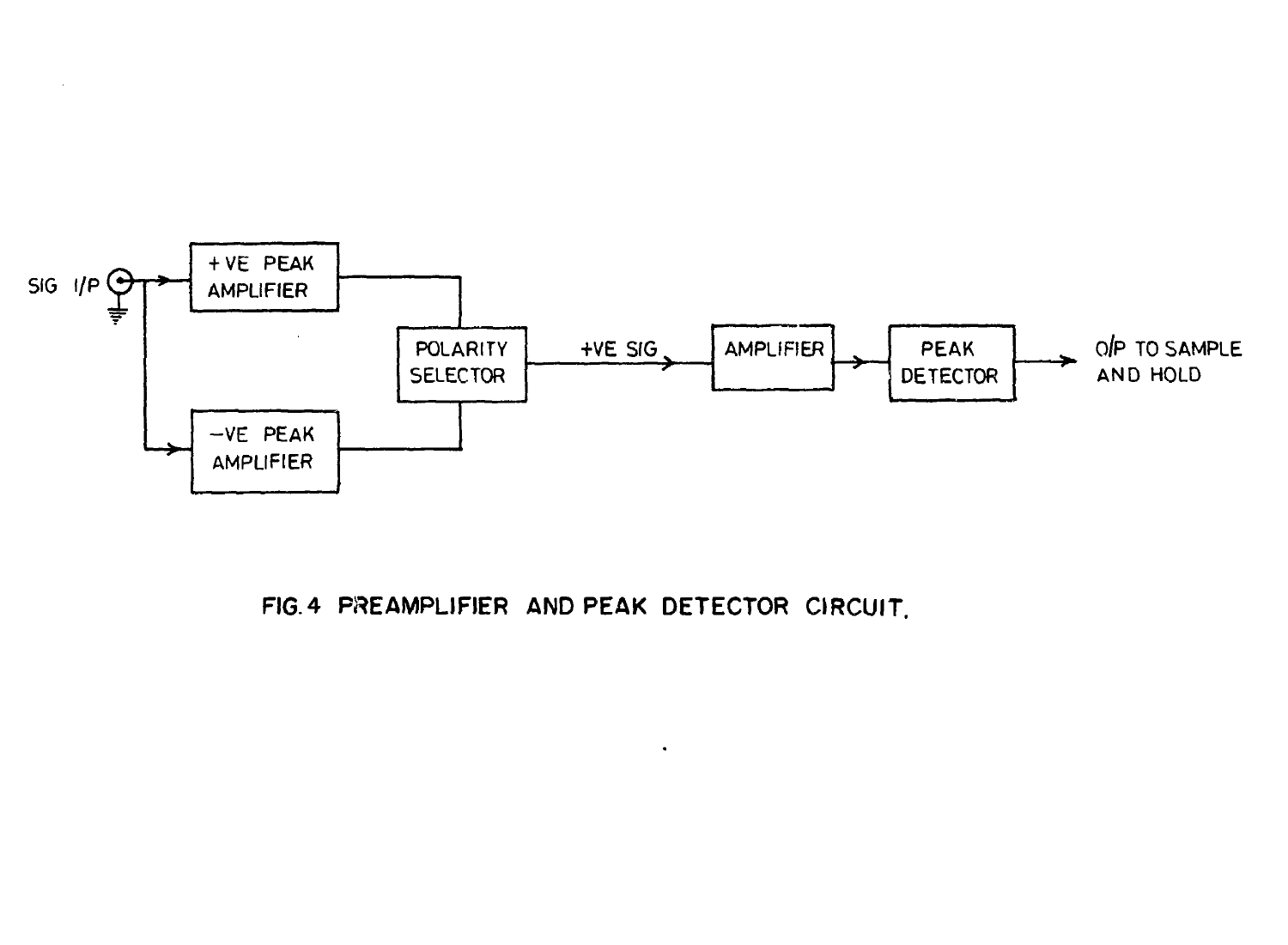SIG I/P

+VE PEAK AMPLIFIER

−VE PEAK AMPLIFIER

POLARITY SELECTOR

+VE SIG

AMPLIFIER

PEAK DETECTOR

O/P TO SAMPLE AND HOLD

FIG. 4 PREAMPLIFIER AND PEAK DETECTOR CIRCUIT.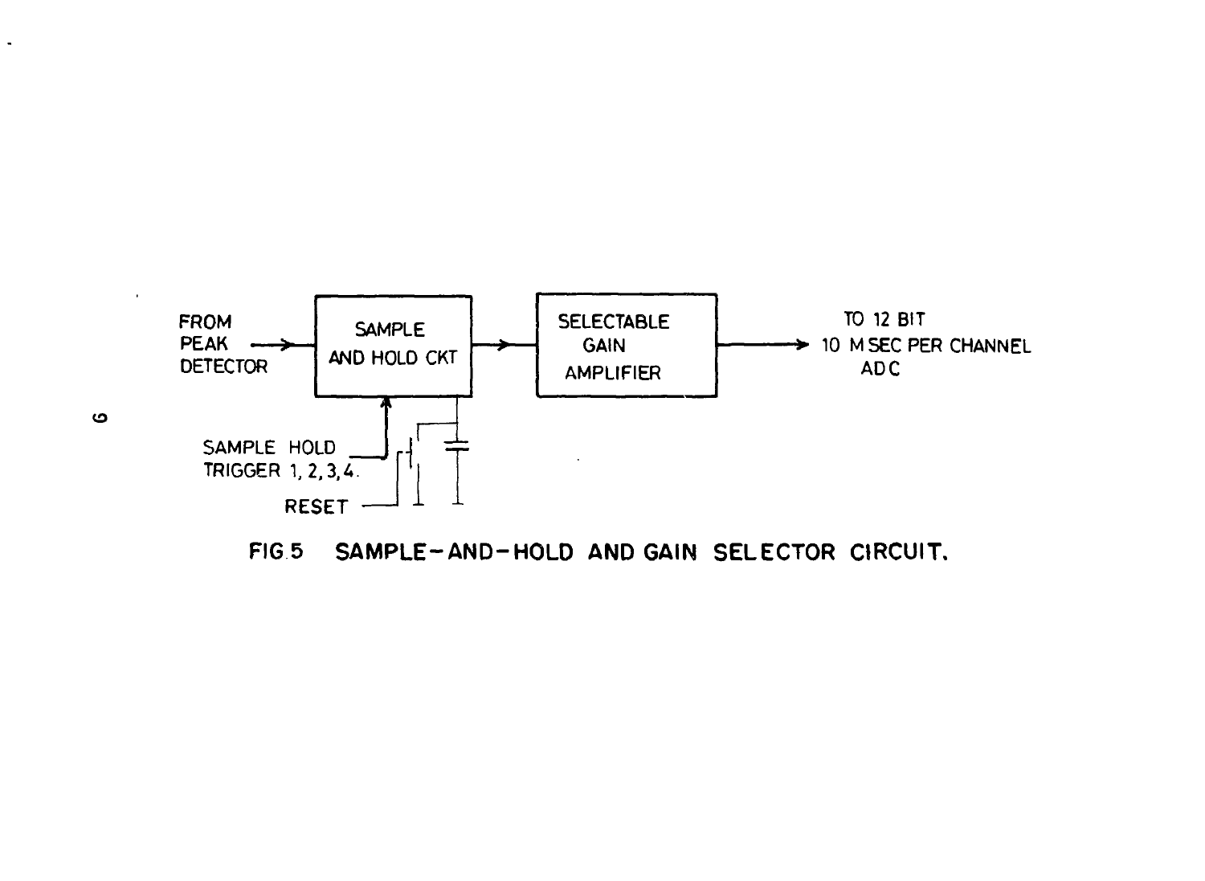FROM PEAK DETECTOR

SAMPLE AND HOLD CKT

SELECTABLE GAIN AMPLIFIER

TO 12 BIT 10 M SEC PER CHANNEL ADC

SAMPLE HOLD TRIGGER 1, 2, 3, 4.

RESET

FIG.5 SAMPLE-AND-HOLD AND GAIN SELECTOR CIRCUIT.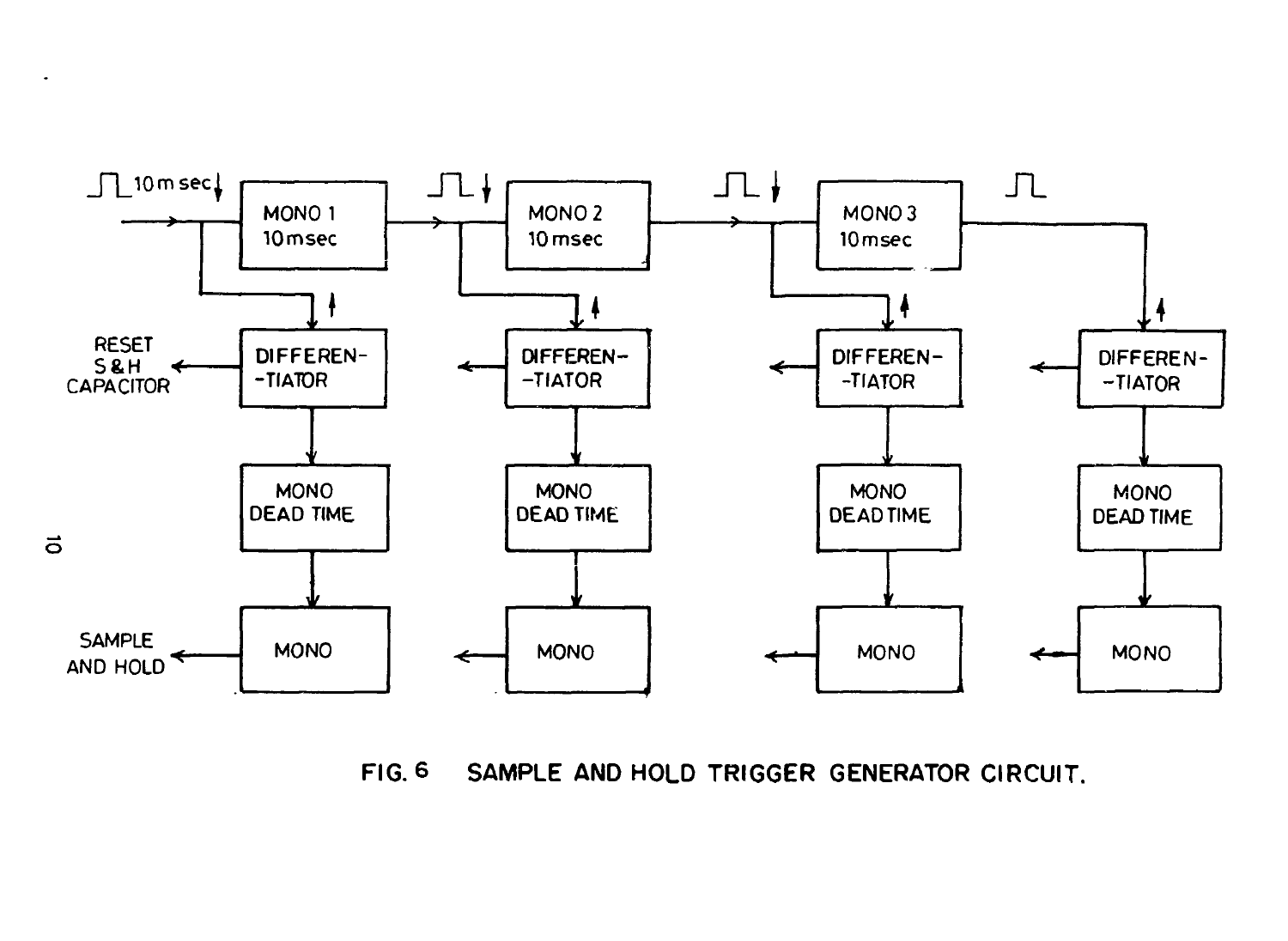FIG. 6 SAMPLE AND HOLD TRIGGER GENERATOR CIRCUIT.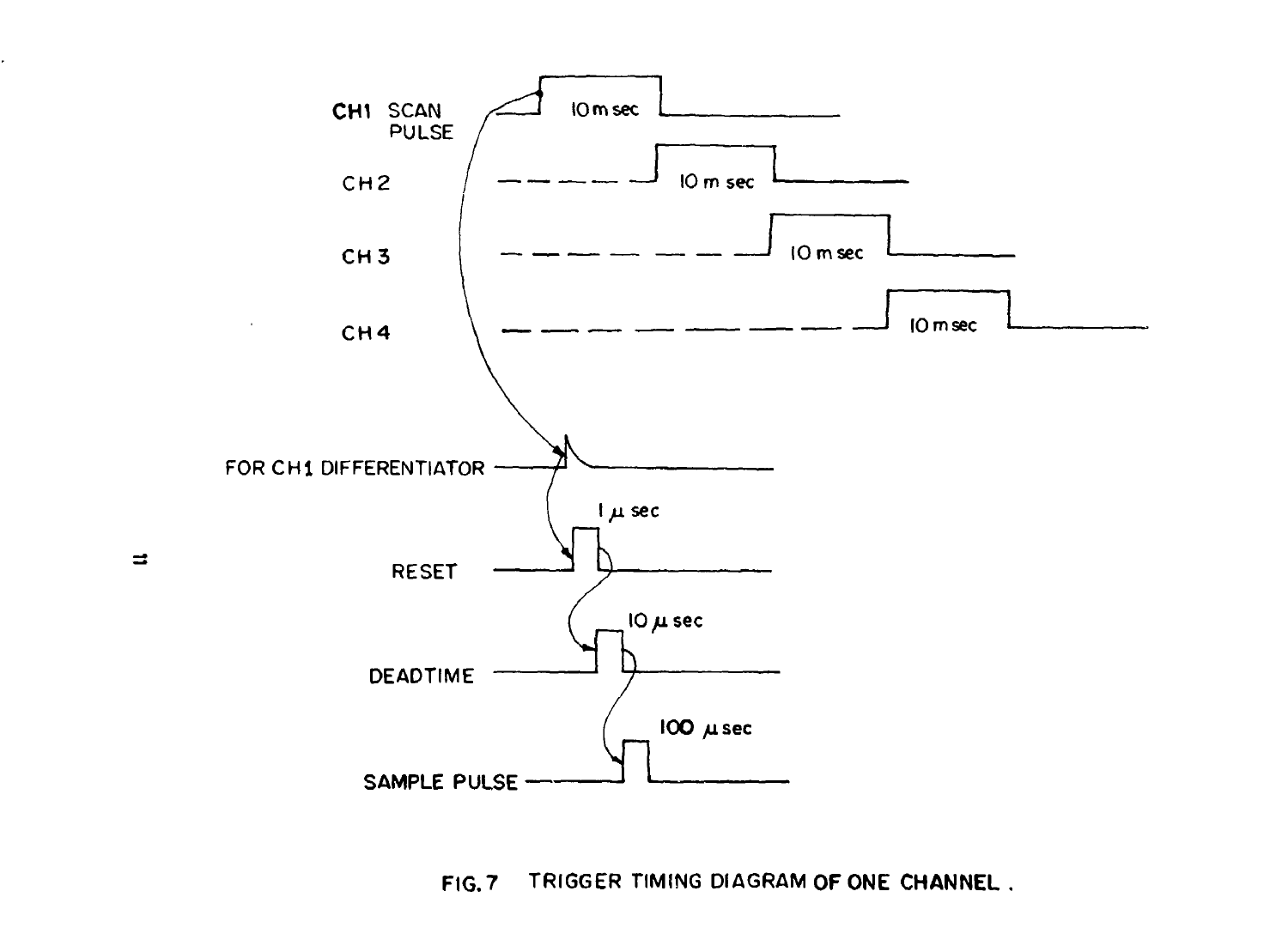CH1 SCAN PULSE — 10 m sec

CH2 — 10 m sec

CH3 — 10 m sec

CH4 — 10 m sec

FOR CH1 DIFFERENTIATOR

RESET — 1 $\mu$ sec

DEADTIME — 10 $\mu$ sec

SAMPLE PULSE — 100 $\mu$ sec

FIG. 7 TRIGGER TIMING DIAGRAM OF ONE CHANNEL .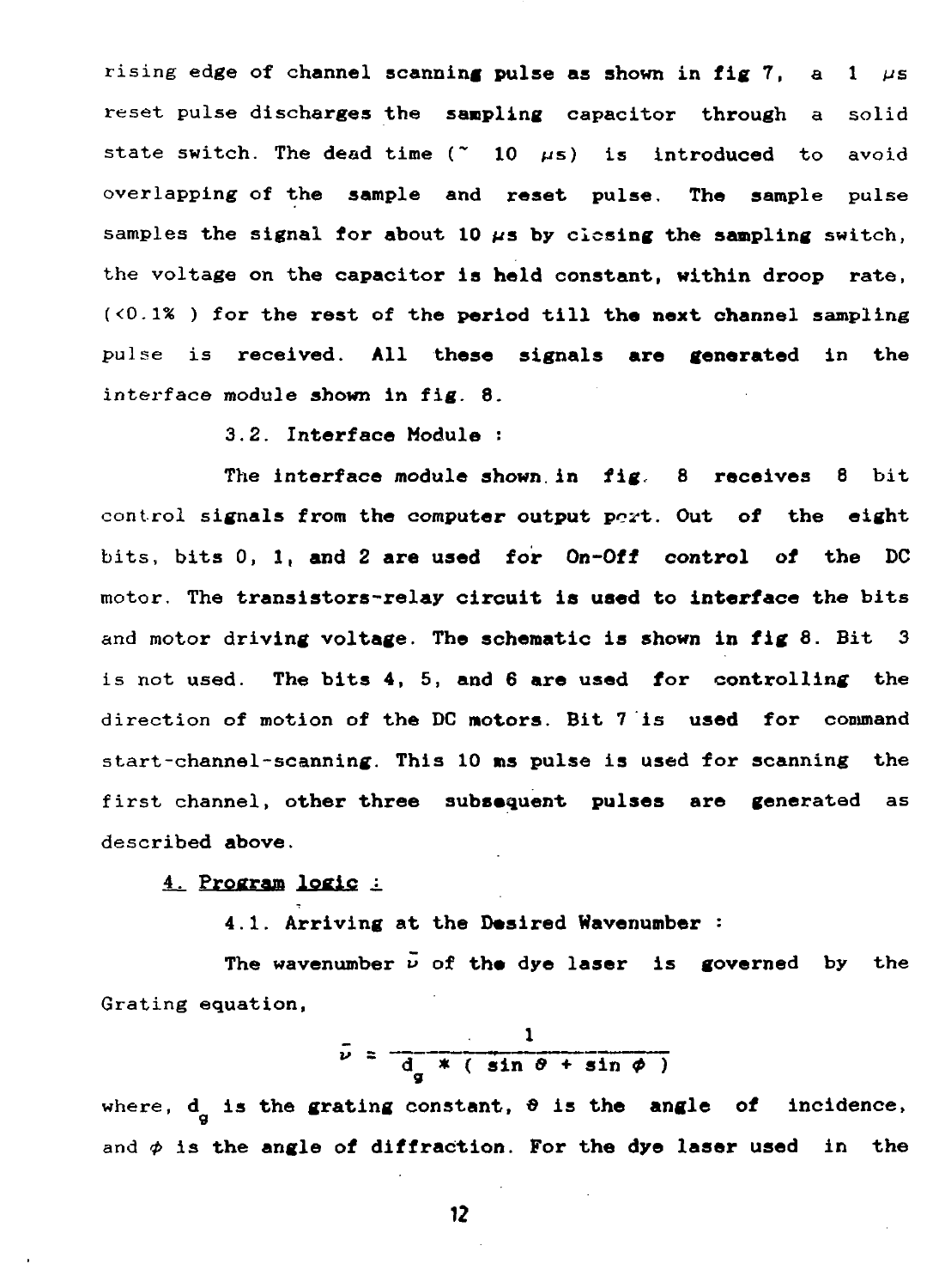rising edge of channel scanning pulse as shown in fig 7, a 1 μs reset pulse discharges the sampling capacitor through a solid state switch. The dead time (~ 10 μs) is introduced to avoid overlapping of the sample and reset pulse. The sample pulse samples the signal for about 10 μs by closing the sampling switch, the voltage on the capacitor is held constant, within droop rate, (<0.1% ) for the rest of the period till the next channel sampling pulse is received. All these signals are generated in the interface module shown in fig. 8.

### 3.2. Interface Module :

The interface module shown in fig. 8 receives 8 bit control signals from the computer output port. Out of the eight bits, bits 0, 1, and 2 are used for On-Off control of the DC motor. The transistors-relay circuit is used to interface the bits and motor driving voltage. The schematic is shown in fig 8. Bit 3 is not used. The bits 4, 5, and 6 are used for controlling the direction of motion of the DC motors. Bit 7 is used for command start-channel-scanning. This 10 ms pulse is used for scanning the first channel, other three subsequent pulses are generated as described above.

## 4. Program logic :

### 4.1. Arriving at the Desired Wavenumber :

The wavenumber $\bar{\nu}$ of the dye laser is governed by the Grating equation,

$$\bar{\nu} = \frac{1}{d_g * ( \sin \theta + \sin \phi )}$$

where, $d_g$ is the grating constant, $\theta$ is the angle of incidence, and $\phi$ is the angle of diffraction. For the dye laser used in the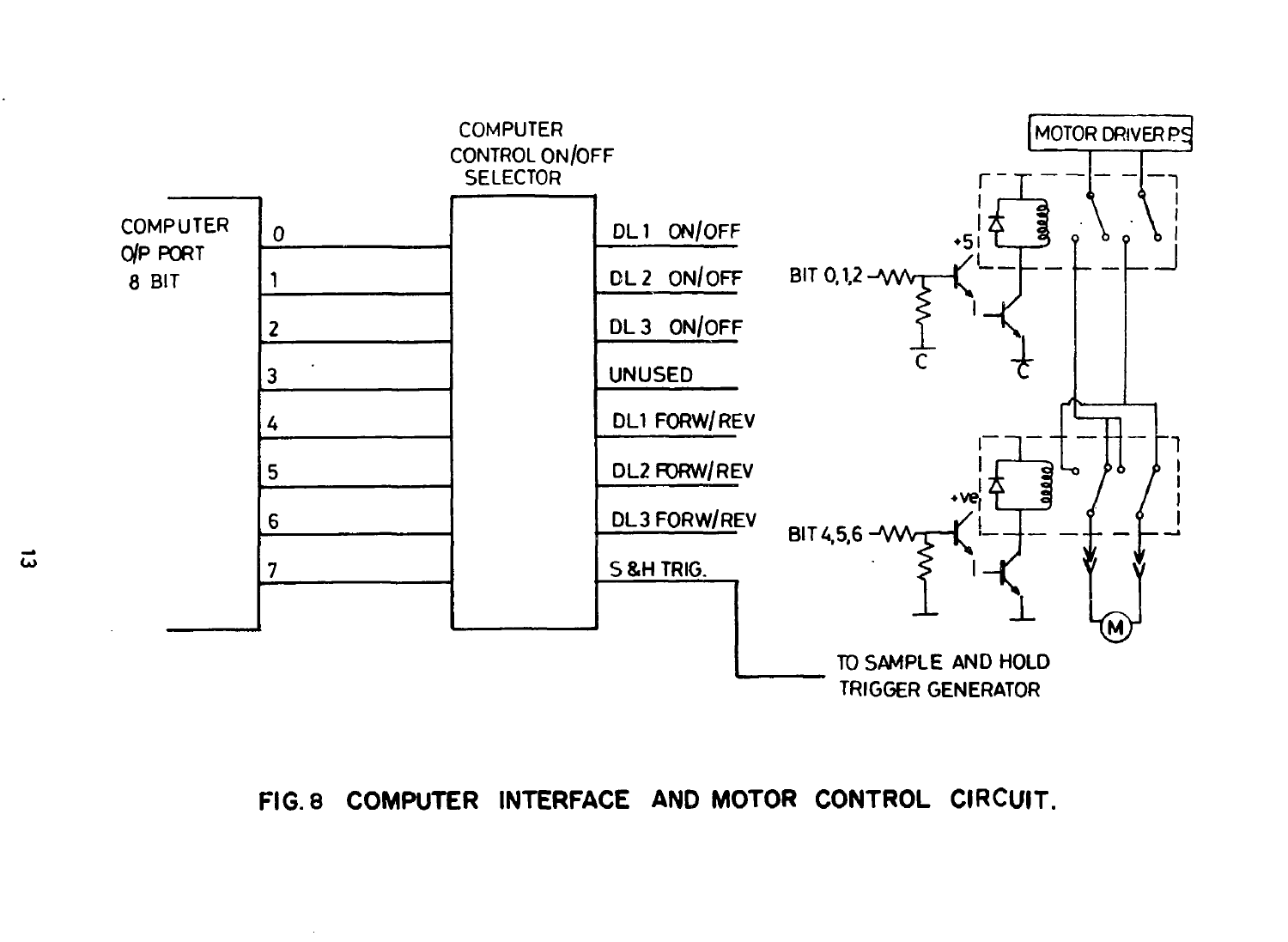FIG. 8 COMPUTER INTERFACE AND MOTOR CONTROL CIRCUIT.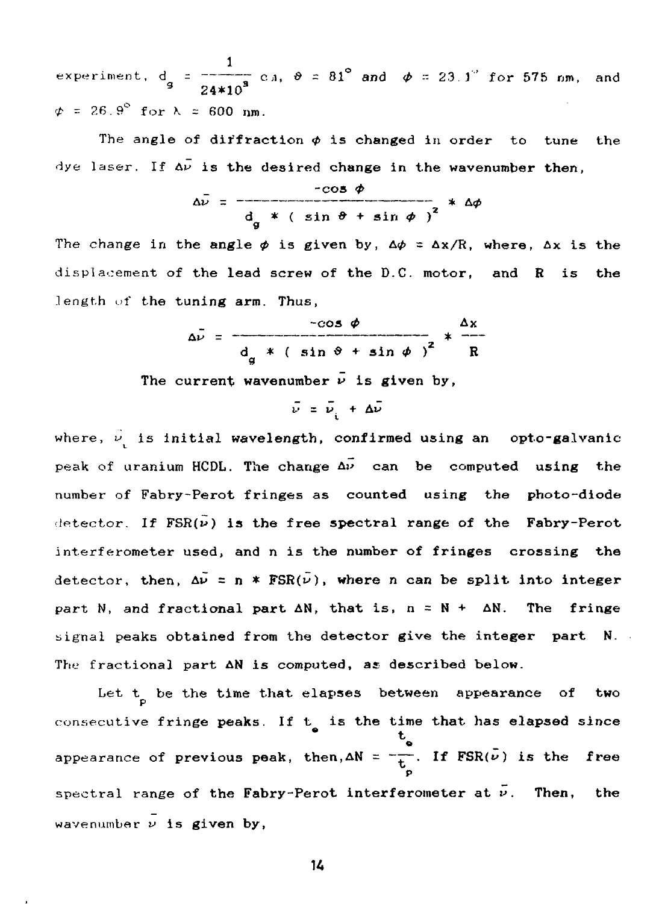experiment, $d_g = \frac{1}{24*10^3}$ cm, $\theta = 81^\circ$ and $\phi = 23.1^\circ$ for 575 nm, and $\phi = 26.9^\circ$ for $\lambda = 600$ nm.

The angle of diffraction $\phi$ is changed in order to tune the dye laser. If $\Delta\bar{\nu}$ is the desired change in the wavenumber then,

$$\Delta\bar{\nu} = \frac{-\cos\phi}{d_g * (\sin\theta + \sin\phi)^2} * \Delta\phi$$

The change in the angle $\phi$ is given by, $\Delta\phi = \Delta x/R$, where, $\Delta x$ is the displacement of the lead screw of the D.C. motor, and R is the length of the tuning arm. Thus,

$$\Delta\bar{\nu} = \frac{-\cos\phi}{d_g * (\sin\theta + \sin\phi)^2} * \frac{\Delta x}{R}$$

The current wavenumber $\bar{\nu}$ is given by,

$$\bar{\nu} = \bar{\nu}_i + \Delta\bar{\nu}$$

where, $\bar{\nu}_i$ is initial wavelength, confirmed using an opto-galvanic peak of uranium HCDL. The change $\Delta\bar{\nu}$ can be computed using the number of Fabry-Perot fringes as counted using the photo-diode detector. If $FSR(\bar{\nu})$ is the free spectral range of the Fabry-Perot interferometer used, and n is the number of fringes crossing the detector, then, $\Delta\bar{\nu} = n * FSR(\bar{\nu})$, where n can be split into integer part N, and fractional part $\Delta N$, that is, $n = N + \Delta N$. The fringe signal peaks obtained from the detector give the integer part N. The fractional part $\Delta N$ is computed, as described below.

Let $t_p$ be the time that elapses between appearance of two consecutive fringe peaks. If $t_e$ is the time that has elapsed since appearance of previous peak, then, $\Delta N = \frac{t_e}{t_p}$. If $FSR(\bar{\nu})$ is the free spectral range of the Fabry-Perot interferometer at $\bar{\nu}$. Then, the wavenumber $\bar{\nu}$ is given by,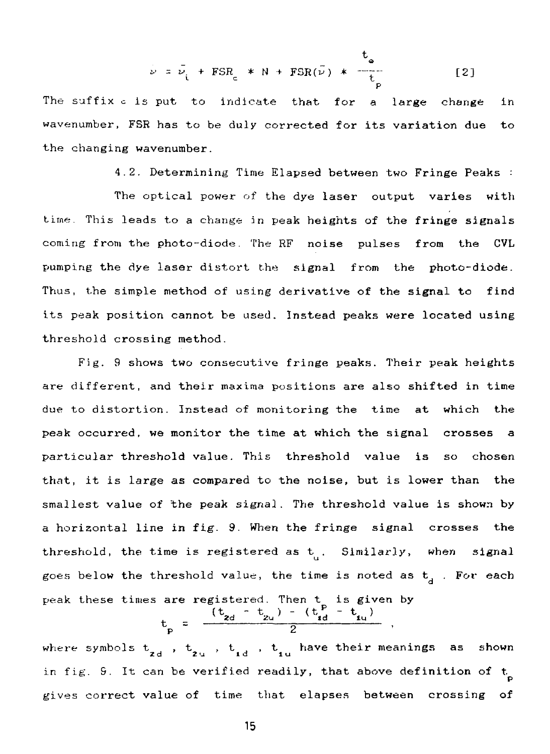$$\nu = \bar{\nu}_i + FSR_c * N + FSR(\bar{\nu}) * \frac{t_e}{t_p} \qquad [2]$$

The suffix c is put to indicate that for a large change in wavenumber, FSR has to be duly corrected for its variation due to the changing wavenumber.

### 4.2. Determining Time Elapsed between two Fringe Peaks :

The optical power of the dye laser output varies with time. This leads to a change in peak heights of the fringe signals coming from the photo-diode. The RF noise pulses from the CVL pumping the dye laser distort the signal from the photo-diode. Thus, the simple method of using derivative of the signal to find its peak position cannot be used. Instead peaks were located using threshold crossing method.

Fig. 9 shows two consecutive fringe peaks. Their peak heights are different, and their maxima positions are also shifted in time due to distortion. Instead of monitoring the time at which the peak occurred, we monitor the time at which the signal crosses a particular threshold value. This threshold value is so chosen that, it is large as compared to the noise, but is lower than the smallest value of the peak signal. The threshold value is shown by a horizontal line in fig. 9. When the fringe signal crosses the threshold, the time is registered as $t_u$. Similarly, when signal goes below the threshold value, the time is noted as $t_d$. For each peak these times are registered. Then $t_p$ is given by

$$t_p = \frac{(t_{2d} - t_{2u}) - (t_{1d} - t_{1u})}{2} ,$$

where symbols $t_{2d}$ , $t_{2u}$ , $t_{1d}$ , $t_{1u}$ have their meanings as shown in fig. 9. It can be verified readily, that above definition of $t_p$ gives correct value of time that elapses between crossing of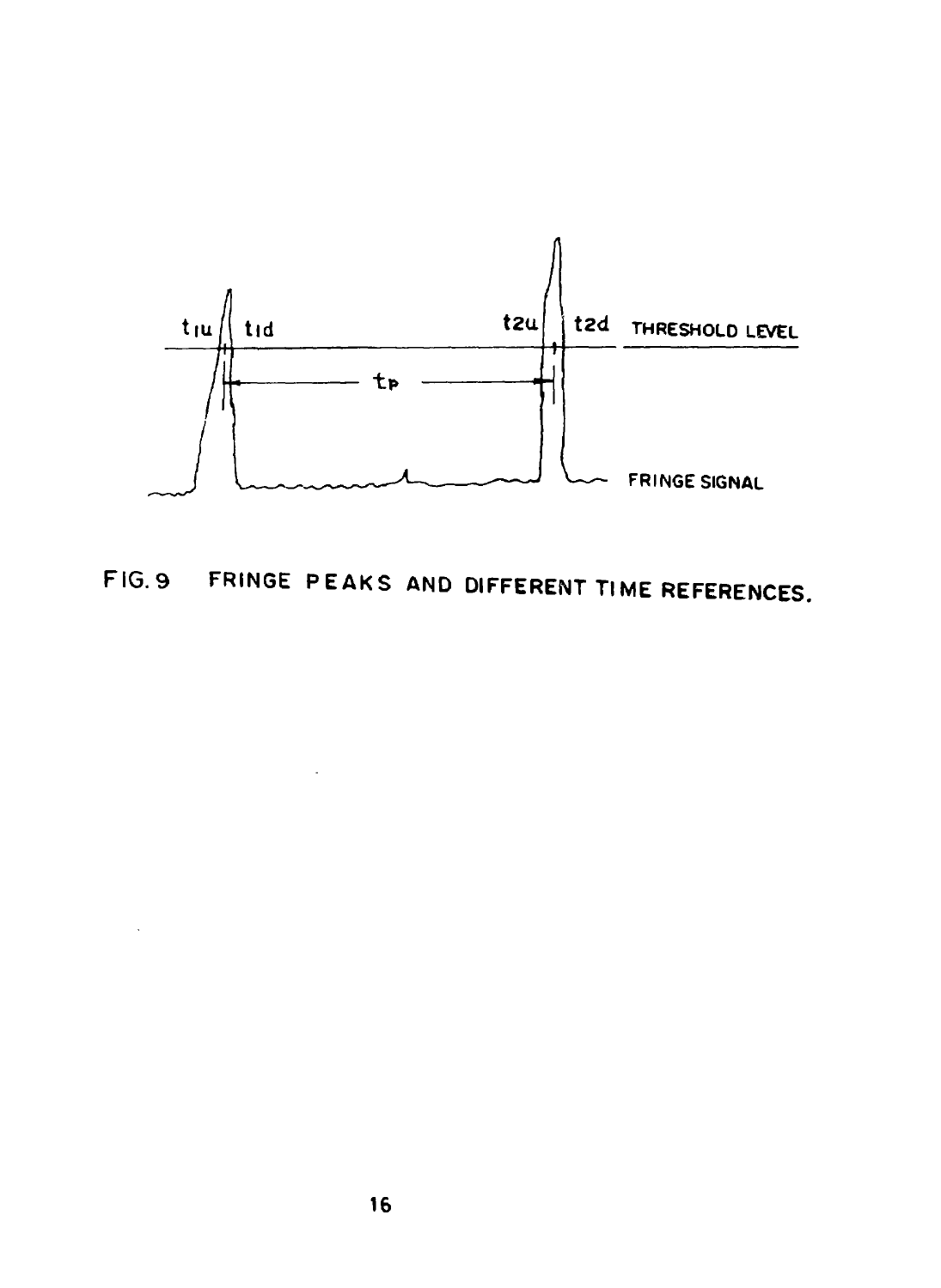$t_{1u}$ $t_{1d}$ $t_{2u}$ $t_{2d}$ THRESHOLD LEVEL

$t_P$

FRINGE SIGNAL

FIG. 9 FRINGE PEAKS AND DIFFERENT TIME REFERENCES.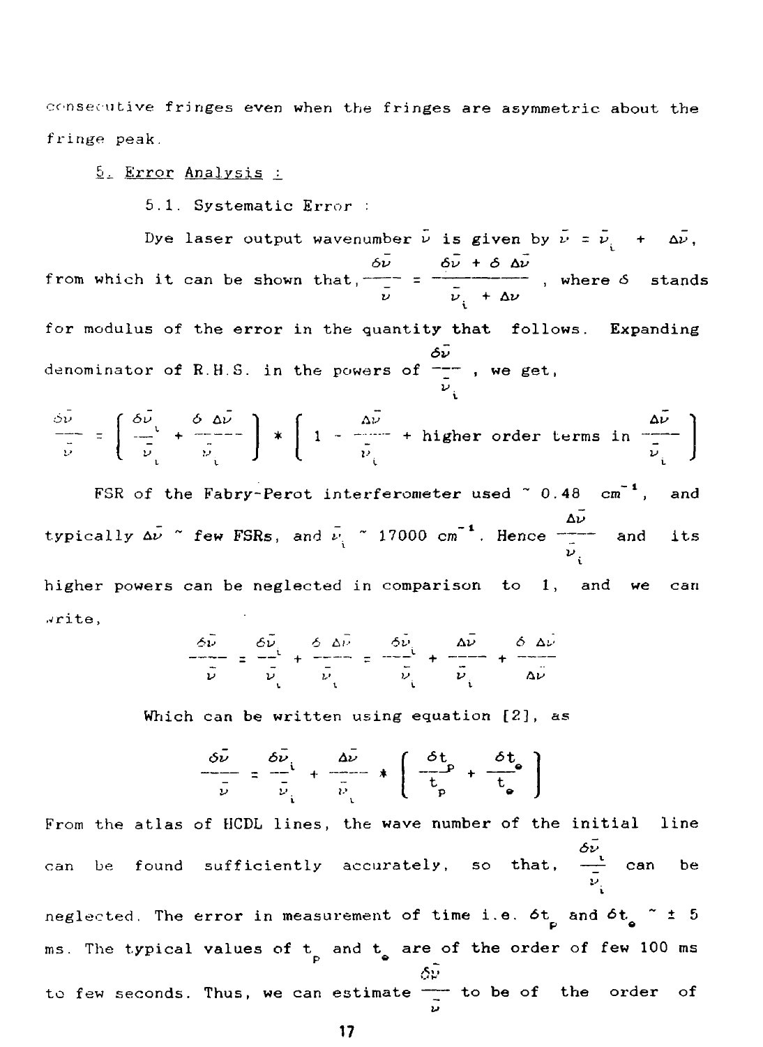consecutive fringes even when the fringes are asymmetric about the fringe peak.

## 5. Error Analysis :

### 5.1. Systematic Error :

Dye laser output wavenumber $\bar{\nu}$ is given by $\bar{\nu} = \bar{\nu}_i + \Delta\bar{\nu}$, from which it can be shown that, $\frac{\delta\bar{\nu}}{\bar{\nu}} = \frac{\delta\bar{\nu} + \delta\,\Delta\bar{\nu}}{\bar{\nu}_i + \Delta\nu}$, where $\delta$ stands for modulus of the error in the quantity that follows. Expanding denominator of R.H.S. in the powers of $\frac{\delta\bar{\nu}}{\bar{\nu}_i}$, we get,

$$\frac{\delta\bar{\nu}}{\bar{\nu}} = \left[ \frac{\delta\bar{\nu}_i}{\bar{\nu}_i} + \frac{\delta\,\Delta\bar{\nu}}{\bar{\nu}_i} \right] * \left[ 1 - \frac{\Delta\bar{\nu}}{\bar{\nu}_i} + \text{higher order terms in } \frac{\Delta\bar{\nu}}{\bar{\nu}_i} \right]$$

FSR of the Fabry-Perot interferometer used ~ 0.48 $cm^{-1}$, and typically $\Delta\bar{\nu}$ ~ few FSRs, and $\bar{\nu}_i$ ~ 17000 $cm^{-1}$. Hence $\frac{\Delta\bar{\nu}}{\bar{\nu}_i}$ and its higher powers can be neglected in comparison to 1, and we can write,

$$\frac{\delta\bar{\nu}}{\bar{\nu}} = \frac{\delta\bar{\nu}_i}{\bar{\nu}_i} + \frac{\delta\,\Delta\bar{\nu}}{\bar{\nu}_i} = \frac{\delta\bar{\nu}_i}{\bar{\nu}_i} + \frac{\Delta\bar{\nu}}{\bar{\nu}_i} + \frac{\delta\,\Delta\bar{\nu}}{\Delta\bar{\nu}}$$

Which can be written using equation [2], as

$$\frac{\delta\bar{\nu}}{\bar{\nu}} = \frac{\delta\bar{\nu}_i}{\bar{\nu}_i} + \frac{\Delta\bar{\nu}}{\bar{\nu}_i} * \left[ \frac{\delta t_p}{t_p} + \frac{\delta t_e}{t_e} \right]$$

From the atlas of HCDL lines, the wave number of the initial line can be found sufficiently accurately, so that, $\frac{\delta\bar{\nu}_i}{\bar{\nu}_i}$ can be neglected. The error in measurement of time i.e. $\delta t_p$ and $\delta t_e$ ~ ± 5 ms. The typical values of $t_p$ and $t_e$ are of the order of few 100 ms to few seconds. Thus, we can estimate $\frac{\delta\bar{\nu}}{\bar{\nu}}$ to be of the order of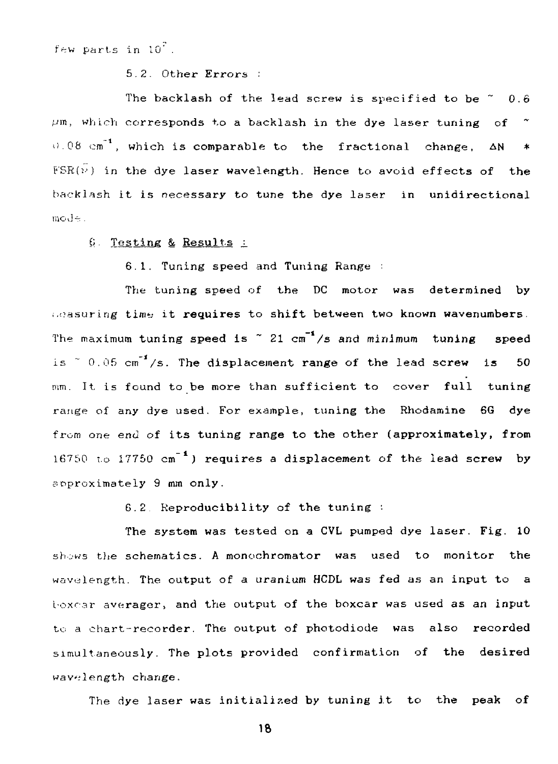few parts in $10^7$.

5.2. Other Errors :

The backlash of the lead screw is specified to be ~ 0.6 μm, which corresponds to a backlash in the dye laser tuning of ~ 0.08 $cm^{-1}$, which is comparable to the fractional change, ΔN * FSR($\bar{\nu}$) in the dye laser wavelength. Hence to avoid effects of the backlash it is necessary to tune the dye laser in unidirectional mode.

6. Testing & Results :

6.1. Tuning speed and Tuning Range :

The tuning speed of the DC motor was determined by measuring time it requires to shift between two known wavenumbers. The maximum tuning speed is ~ 21 $cm^{-1}$/s and minimum tuning speed is ~ 0.05 $cm^{-1}$/s. The displacement range of the lead screw is 50 mm. It is found to be more than sufficient to cover full tuning range of any dye used. For example, tuning the Rhodamine 6G dye from one end of its tuning range to the other (approximately, from 16750 to 17750 $cm^{-1}$) requires a displacement of the lead screw by approximately 9 mm only.

6.2. Reproducibility of the tuning :

The system was tested on a CVL pumped dye laser. Fig. 10 shows the schematics. A monochromator was used to monitor the wavelength. The output of a uranium HCDL was fed as an input to a boxcar averager, and the output of the boxcar was used as an input to a chart-recorder. The output of photodiode was also recorded simultaneously. The plots provided confirmation of the desired wavelength change.

The dye laser was initialized by tuning it to the peak of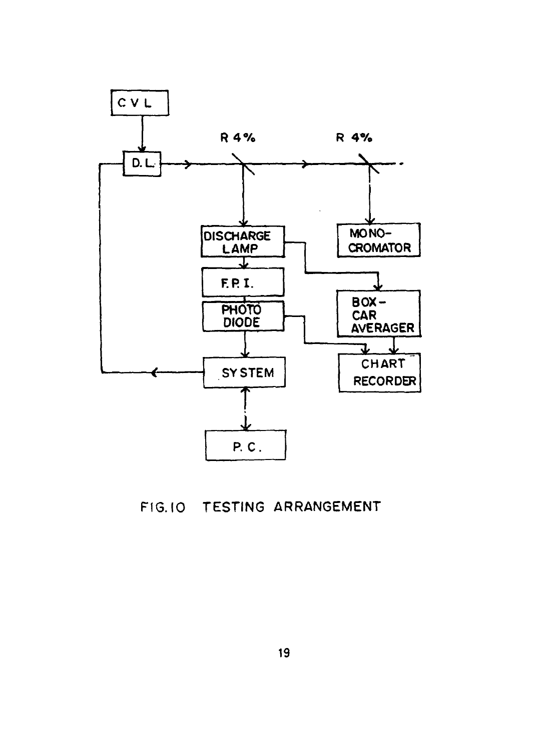FIG.10 TESTING ARRANGEMENT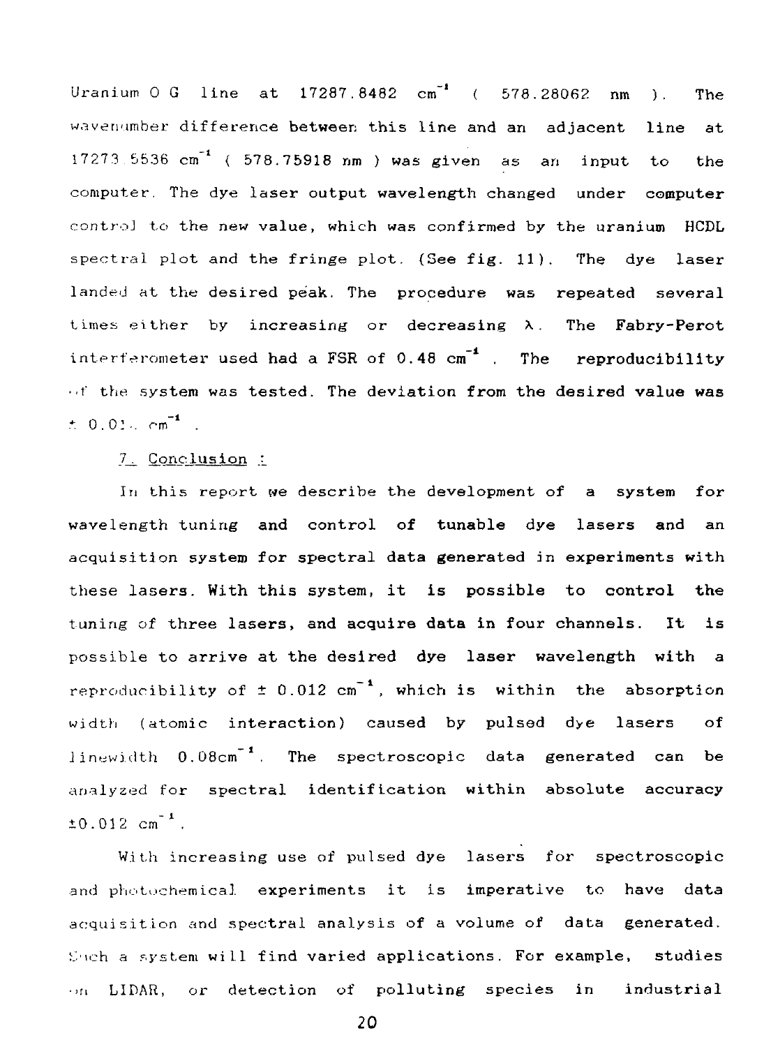Uranium O G line at 17287.8482 $cm^{-1}$ ( 578.28062 nm ). The wavenumber difference between this line and an adjacent line at 17273.5536 $cm^{-1}$ ( 578.75918 nm ) was given as an input to the computer. The dye laser output wavelength changed under computer control to the new value, which was confirmed by the uranium HCDL spectral plot and the fringe plot. (See fig. 11). The dye laser landed at the desired peak. The procedure was repeated several times either by increasing or decreasing $\lambda$. The Fabry-Perot interferometer used had a FSR of 0.48 $cm^{-1}$ . The reproducibility of the system was tested. The deviation from the desired value was $\pm$ 0.012 $cm^{-1}$ .

## 7. Conclusion :

In this report we describe the development of a system for wavelength tuning and control of tunable dye lasers and an acquisition system for spectral data generated in experiments with these lasers. With this system, it is possible to control the tuning of three lasers, and acquire data in four channels. It is possible to arrive at the desired dye laser wavelength with a reproducibility of $\pm$ 0.012 $cm^{-1}$, which is within the absorption width (atomic interaction) caused by pulsed dye lasers of linewidth 0.08$cm^{-1}$. The spectroscopic data generated can be analyzed for spectral identification within absolute accuracy $\pm$0.012 $cm^{-1}$.

With increasing use of pulsed dye lasers for spectroscopic and photochemical experiments it is imperative to have data acquisition and spectral analysis of a volume of data generated. Such a system will find varied applications. For example, studies on LIDAR, or detection of polluting species in industrial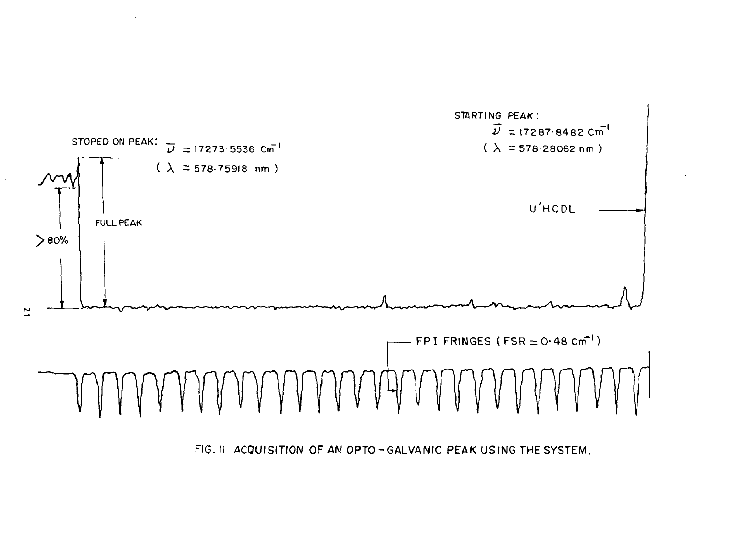STOPED ON PEAK: $\bar{\nu} = 17273{\cdot}5536$ cm$^{-1}$ ( $\lambda = 578{\cdot}75918$ nm )

STARTING PEAK: $\bar{\nu} = 17287{\cdot}8482$ cm$^{-1}$ ( $\lambda = 578{\cdot}28062$ nm )

FULL PEAK

> 80%

U'HCDL

FPI FRINGES (FSR = 0·48 cm$^{-1}$)

FIG. 11 ACQUISITION OF AN OPTO-GALVANIC PEAK USING THE SYSTEM.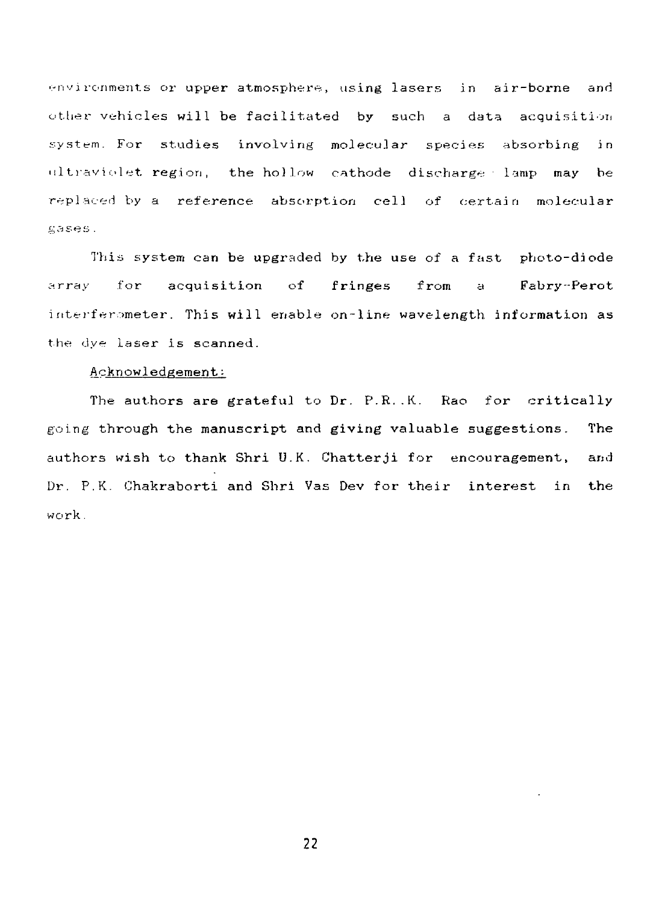environments or upper atmosphere, using lasers in air-borne and other vehicles will be facilitated by such a data acquisition system. For studies involving molecular species absorbing in ultraviolet region, the hollow cathode discharge lamp may be replaced by a reference absorption cell of certain molecular gases.

This system can be upgraded by the use of a fast photo-diode array for acquisition of fringes from a Fabry-Perot interferometer. This will enable on-line wavelength information as the dye laser is scanned.

Acknowledgement:

The authors are grateful to Dr. P.R.K. Rao for critically going through the manuscript and giving valuable suggestions. The authors wish to thank Shri U.K. Chatterji for encouragement, and Dr. P.K. Chakraborti and Shri Vas Dev for their interest in the work.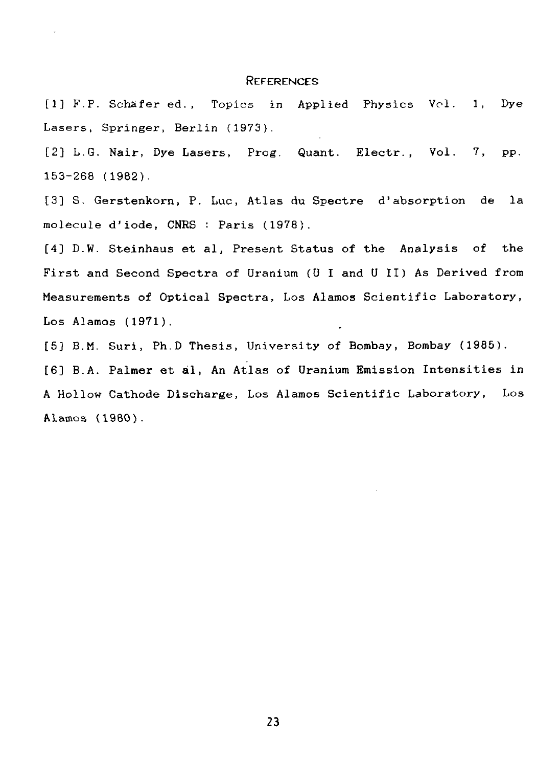## REFERENCES

[1] F.P. Schäfer ed., Topics in Applied Physics Vol. 1, Dye Lasers, Springer, Berlin (1973).

[2] L.G. Nair, Dye Lasers, Prog. Quant. Electr., Vol. 7, pp. 153-268 (1982).

[3] S. Gerstenkorn, P. Luc, Atlas du Spectre d'absorption de la molecule d'iode, CNRS : Paris (1978).

[4] D.W. Steinhaus et al, Present Status of the Analysis of the First and Second Spectra of Uranium (U I and U II) As Derived from Measurements of Optical Spectra, Los Alamos Scientific Laboratory, Los Alamos (1971).

[5] B.M. Suri, Ph.D Thesis, University of Bombay, Bombay (1985).

[6] B.A. Palmer et al, An Atlas of Uranium Emission Intensities in A Hollow Cathode Discharge, Los Alamos Scientific Laboratory, Los Alamos (1980).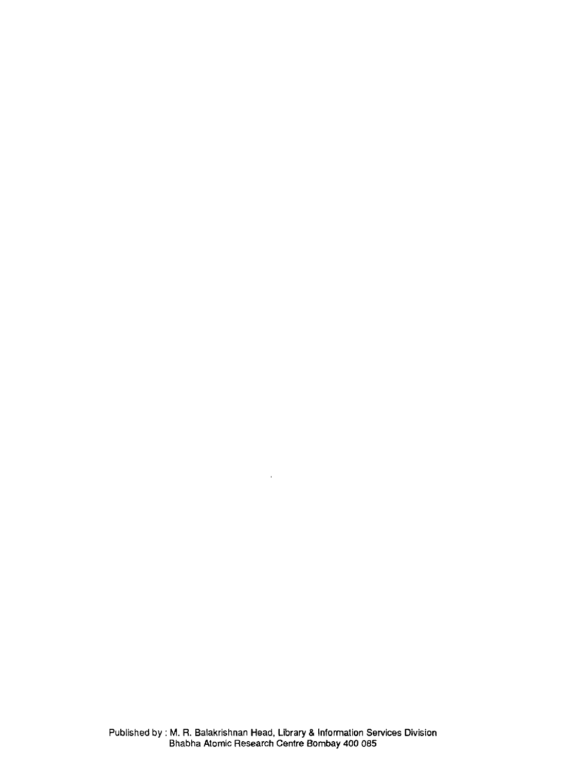Published by : M. R. Balakrishnan Head, Library & Information Services Division
Bhabha Atomic Research Centre Bombay 400 085